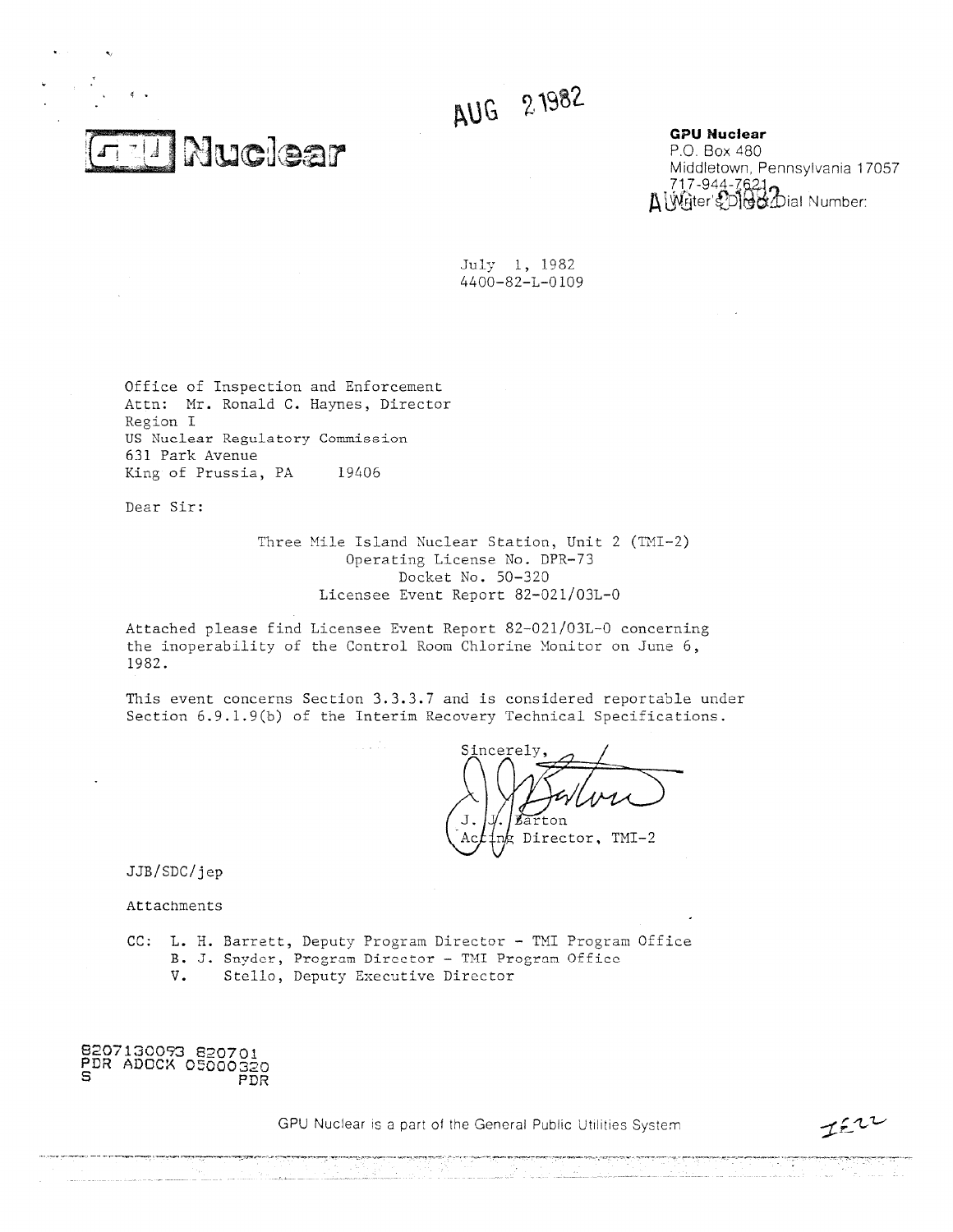# GPU Nuclear

AUG 2 1982

**GPU Nuclear**
P.O. Box 480
Middletown, Pennsylvania 17057
717-944-7621
Writer's Direct Dial Number:

July 1, 1982
4400-82-L-0109

Office of Inspection and Enforcement
Attn: Mr. Ronald C. Haynes, Director
Region I
US Nuclear Regulatory Commission
631 Park Avenue
King of Prussia, PA 19406

Dear Sir:

Three Mile Island Nuclear Station, Unit 2 (TMI-2)
Operating License No. DPR-73
Docket No. 50-320
Licensee Event Report 82-021/03L-0

Attached please find Licensee Event Report 82-021/03L-0 concerning the inoperability of the Control Room Chlorine Monitor on June 6, 1982.

This event concerns Section 3.3.3.7 and is considered reportable under Section 6.9.1.9(b) of the Interim Recovery Technical Specifications.

Sincerely,

J. J. Barton
Acting Director, TMI-2

JJB/SDC/jep

Attachments

CC: L. H. Barrett, Deputy Program Director - TMI Program Office
B. J. Snyder, Program Director - TMI Program Office
V. Stello, Deputy Executive Director

8207130093 820701
PDR ADOCK 05000320
S PDR

GPU Nuclear is a part of the General Public Utilities System

IE22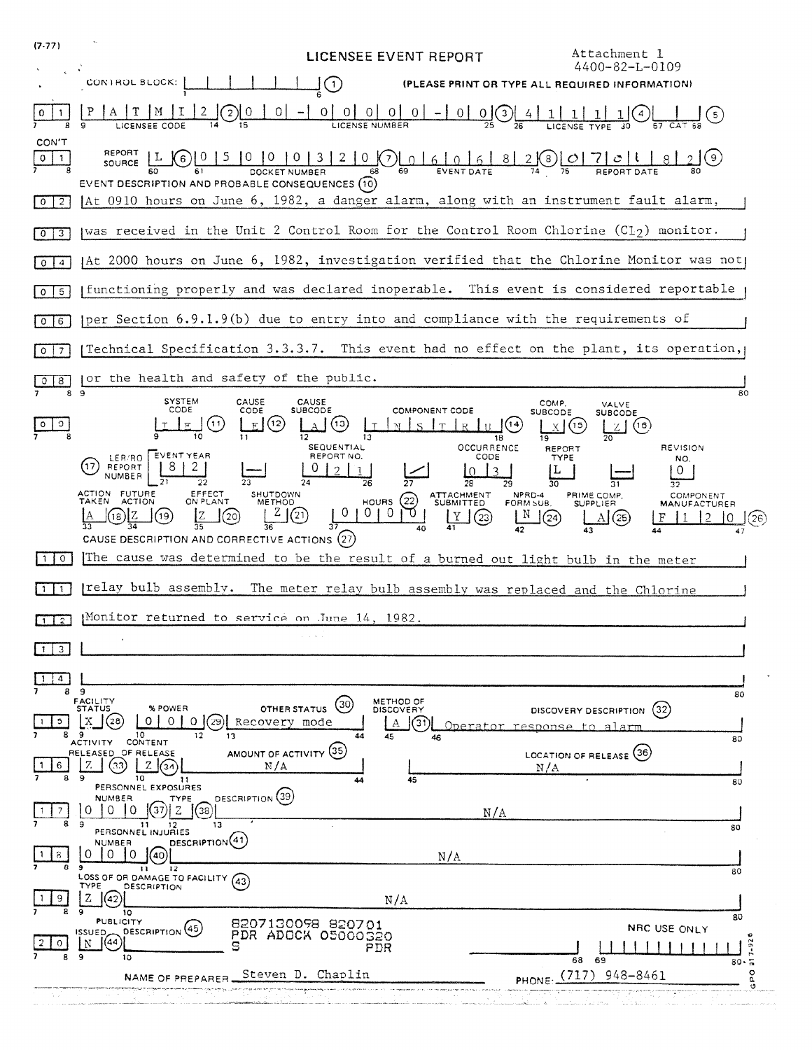(7-77)

# LICENSEE EVENT REPORT

Attachment 1
4400-82-L-0109

CONTROL BLOCK: (1) (PLEASE PRINT OR TYPE ALL REQUIRED INFORMATION)

| Field | Value |
|---|---|
| 0 1 LICENSEE CODE | P A T M I 2 (2) |
| LICENSE NUMBER | 0 0 - 0 0 0 0 0 - 0 0 (3) |
| LICENSE TYPE | 4 1 1 1 1 (4) |
| CAT | (5) |

CON'T

| Field | Value |
|---|---|
| 0 1 REPORT SOURCE | L (6) |
| DOCKET NUMBER | 0 5 0 0 0 3 2 0 (7) |
| EVENT DATE | 0 6 0 6 8 2 (8) |
| REPORT DATE | 0 7 0 1 8 2 (9) |

EVENT DESCRIPTION AND PROBABLE CONSEQUENCES (10)

0 2 At 0910 hours on June 6, 1982, a danger alarm, along with an instrument fault alarm,
0 3 was received in the Unit 2 Control Room for the Control Room Chlorine ($Cl_2$) monitor.
0 4 At 2000 hours on June 6, 1982, investigation verified that the Chlorine Monitor was not
0 5 functioning properly and was declared inoperable. This event is considered reportable
0 6 per Section 6.9.1.9(b) due to entry into and compliance with the requirements of
0 7 Technical Specification 3.3.3.7. This event had no effect on the plant, its operation,
0 8 or the health and safety of the public.

| SYSTEM CODE | CAUSE CODE | CAUSE SUBCODE | COMPONENT CODE | COMP. SUBCODE | VALVE SUBCODE |
|---|---|---|---|---|---|
| I E (11) | E (12) | A (13) | I N S T R U (14) | X (15) | Z (16) |

| (17) LER/RO REPORT NUMBER | EVENT YEAR | | SEQUENTIAL REPORT NO. | | OCCURRENCE CODE | REPORT TYPE | | REVISION NO. |
|---|---|---|---|---|---|---|---|---|
| | 8 2 | — | 0 2 1 | / | 0 3 | L | — | 0 |

| ACTION TAKEN | FUTURE ACTION | EFFECT ON PLANT | SHUTDOWN METHOD | HOURS (22) | ATTACHMENT SUBMITTED | NPRD-4 FORM SUB. | PRIME COMP. SUPPLIER | COMPONENT MANUFACTURER |
|---|---|---|---|---|---|---|---|---|
| A (18) | Z (19) | Z (20) | Z (21) | 0 0 0 0 | Y (23) | N (24) | A (25) | F 1 2 0 (26) |

CAUSE DESCRIPTION AND CORRECTIVE ACTIONS (27)

1 0 The cause was determined to be the result of a burned out light bulb in the meter
1 1 relay bulb assembly. The meter relay bulb assembly was replaced and the Chlorine
1 2 Monitor returned to service on June 14, 1982.
1 3
1 4

| FACILITY STATUS | % POWER | OTHER STATUS (30) | METHOD OF DISCOVERY | DISCOVERY DESCRIPTION (32) |
|---|---|---|---|---|
| 1 5 X (28) | 0 0 0 (29) | Recovery mode | A (31) | Operator response to alarm |

| ACTIVITY RELEASED | CONTENT OF RELEASE | AMOUNT OF ACTIVITY (35) | LOCATION OF RELEASE (36) |
|---|---|---|---|
| 1 6 Z (33) | Z (34) | N/A | N/A |

PERSONNEL EXPOSURES

| NUMBER | TYPE | DESCRIPTION (39) |
|---|---|---|
| 1 7 0 0 0 (37) | Z (38) | N/A |

PERSONNEL INJURIES

| NUMBER | DESCRIPTION (41) |
|---|---|
| 1 8 0 0 0 (40) | N/A |

LOSS OF OR DAMAGE TO FACILITY (43)

| TYPE | DESCRIPTION |
|---|---|
| 1 9 Z (42) | N/A |

PUBLICITY

| ISSUED | DESCRIPTION (45) |
|---|---|
| 2 0 N (44) | |

8207130098 820701
PDR ADOCK 05000320
S PDR

NRC USE ONLY

NAME OF PREPARER Steven D. Chaplin PHONE: (717) 948-8461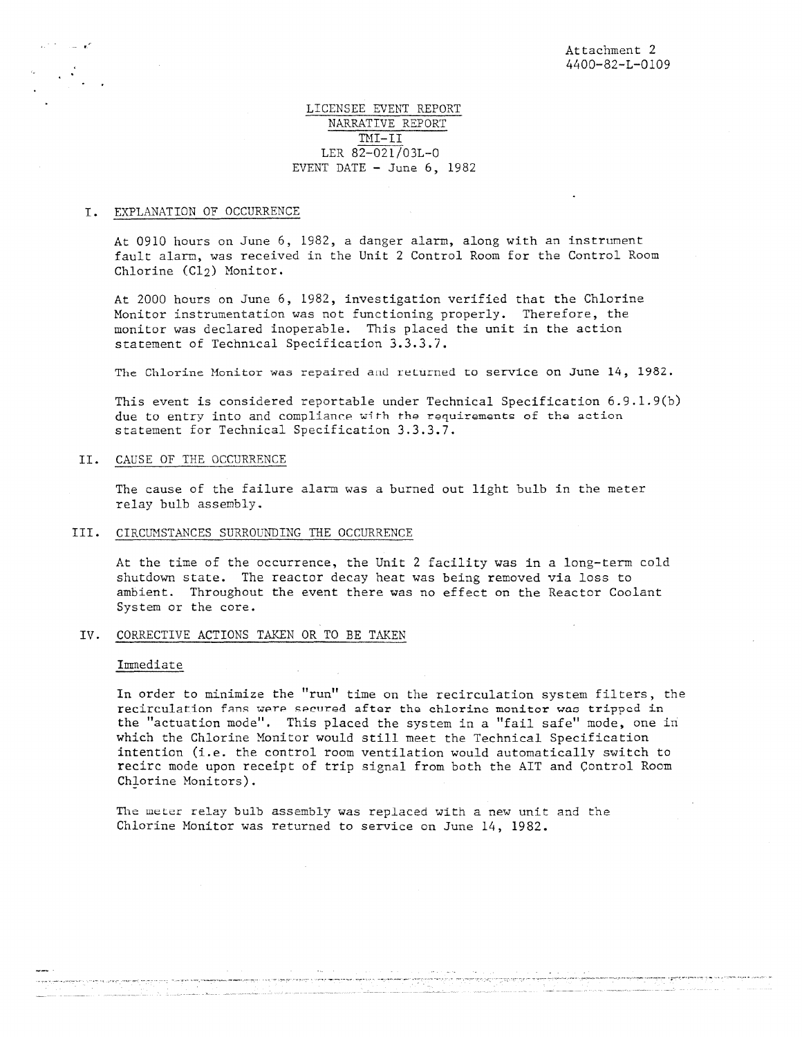Attachment 2
4400-82-L-0109

LICENSEE EVENT REPORT
NARRATIVE REPORT
TMI-II
LER 82-021/03L-0
EVENT DATE - June 6, 1982

## I. EXPLANATION OF OCCURRENCE

At 0910 hours on June 6, 1982, a danger alarm, along with an instrument fault alarm, was received in the Unit 2 Control Room for the Control Room Chlorine ($Cl_2$) Monitor.

At 2000 hours on June 6, 1982, investigation verified that the Chlorine Monitor instrumentation was not functioning properly. Therefore, the monitor was declared inoperable. This placed the unit in the action statement of Technical Specification 3.3.3.7.

The Chlorine Monitor was repaired and returned to service on June 14, 1982.

This event is considered reportable under Technical Specification 6.9.1.9(b) due to entry into and compliance with the requirements of the action statement for Technical Specification 3.3.3.7.

## II. CAUSE OF THE OCCURRENCE

The cause of the failure alarm was a burned out light bulb in the meter relay bulb assembly.

## III. CIRCUMSTANCES SURROUNDING THE OCCURRENCE

At the time of the occurrence, the Unit 2 facility was in a long-term cold shutdown state. The reactor decay heat was being removed via loss to ambient. Throughout the event there was no effect on the Reactor Coolant System or the core.

## IV. CORRECTIVE ACTIONS TAKEN OR TO BE TAKEN

### Immediate

In order to minimize the "run" time on the recirculation system filters, the recirculation fans were secured after the chlorine monitor was tripped in the "actuation mode". This placed the system in a "fail safe" mode, one in which the Chlorine Monitor would still meet the Technical Specification intention (i.e. the control room ventilation would automatically switch to recirc mode upon receipt of trip signal from both the AIT and Control Room Chlorine Monitors).

The meter relay bulb assembly was replaced with a new unit and the Chlorine Monitor was returned to service on June 14, 1982.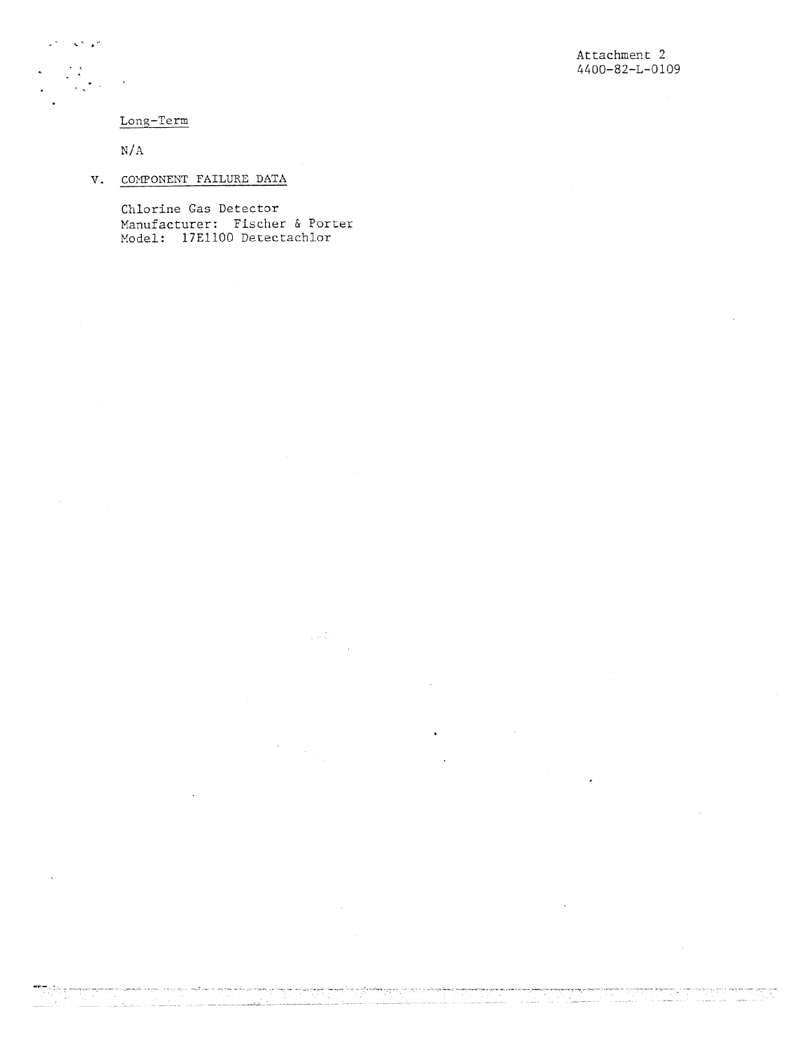Attachment 2
4400-82-L-0109

Long-Term

N/A

V. COMPONENT FAILURE DATA

Chlorine Gas Detector
Manufacturer: Fischer & Porter
Model: 17E1100 Detectachlor